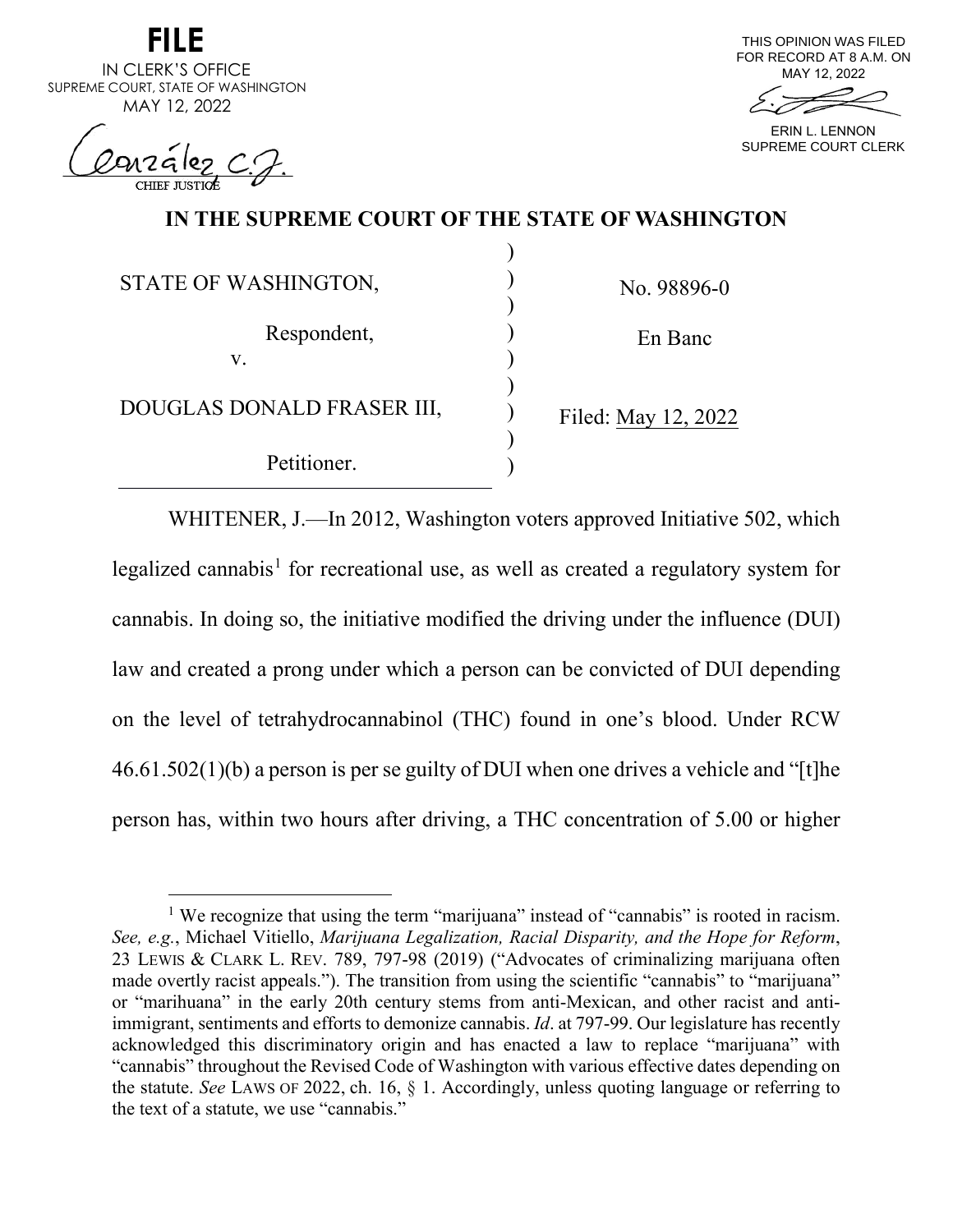**FILE**
IN CLERK'S OFFICE
SUPREME COURT, STATE OF WASHINGTON
MAY 12, 2022

González C.J.
CHIEF JUSTICE

THIS OPINION WAS FILED
FOR RECORD AT 8 A.M. ON
MAY 12, 2022

ERIN L. LENNON
SUPREME COURT CLERK

# IN THE SUPREME COURT OF THE STATE OF WASHINGTON

| | |
|---|---|
| STATE OF WASHINGTON,<br><br>Respondent,<br><br>v.<br><br>DOUGLAS DONALD FRASER III,<br><br>Petitioner. | No. 98896-0<br><br>En Banc<br><br>Filed: May 12, 2022 |

WHITENER, J.—In 2012, Washington voters approved Initiative 502, which legalized cannabis[1] for recreational use, as well as created a regulatory system for cannabis. In doing so, the initiative modified the driving under the influence (DUI) law and created a prong under which a person can be convicted of DUI depending on the level of tetrahydrocannabinol (THC) found in one's blood. Under RCW 46.61.502(1)(b) a person is per se guilty of DUI when one drives a vehicle and "[t]he person has, within two hours after driving, a THC concentration of 5.00 or higher

---

[1] We recognize that using the term "marijuana" instead of "cannabis" is rooted in racism. *See, e.g.*, Michael Vitiello, *Marijuana Legalization, Racial Disparity, and the Hope for Reform*, 23 LEWIS & CLARK L. REV. 789, 797-98 (2019) ("Advocates of criminalizing marijuana often made overtly racist appeals."). The transition from using the scientific "cannabis" to "marijuana" or "marihuana" in the early 20th century stems from anti-Mexican, and other racist and anti-immigrant, sentiments and efforts to demonize cannabis. *Id*. at 797-99. Our legislature has recently acknowledged this discriminatory origin and has enacted a law to replace "marijuana" with "cannabis" throughout the Revised Code of Washington with various effective dates depending on the statute. *See* LAWS OF 2022, ch. 16, § 1. Accordingly, unless quoting language or referring to the text of a statute, we use "cannabis."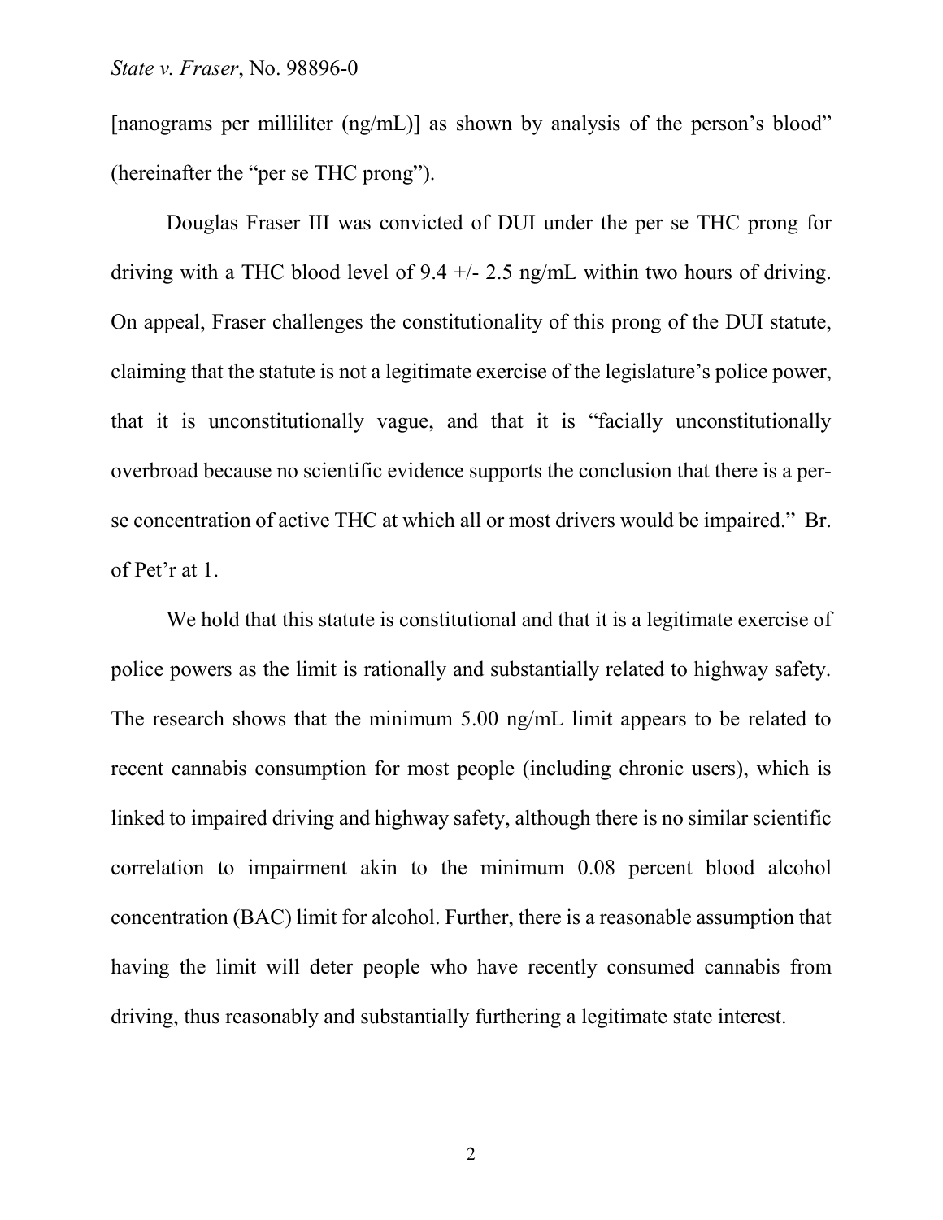[nanograms per milliliter (ng/mL)] as shown by analysis of the person's blood" (hereinafter the "per se THC prong").

Douglas Fraser III was convicted of DUI under the per se THC prong for driving with a THC blood level of 9.4 +/- 2.5 ng/mL within two hours of driving. On appeal, Fraser challenges the constitutionality of this prong of the DUI statute, claiming that the statute is not a legitimate exercise of the legislature's police power, that it is unconstitutionally vague, and that it is "facially unconstitutionally overbroad because no scientific evidence supports the conclusion that there is a per-se concentration of active THC at which all or most drivers would be impaired." Br. of Pet'r at 1.

We hold that this statute is constitutional and that it is a legitimate exercise of police powers as the limit is rationally and substantially related to highway safety. The research shows that the minimum 5.00 ng/mL limit appears to be related to recent cannabis consumption for most people (including chronic users), which is linked to impaired driving and highway safety, although there is no similar scientific correlation to impairment akin to the minimum 0.08 percent blood alcohol concentration (BAC) limit for alcohol. Further, there is a reasonable assumption that having the limit will deter people who have recently consumed cannabis from driving, thus reasonably and substantially furthering a legitimate state interest.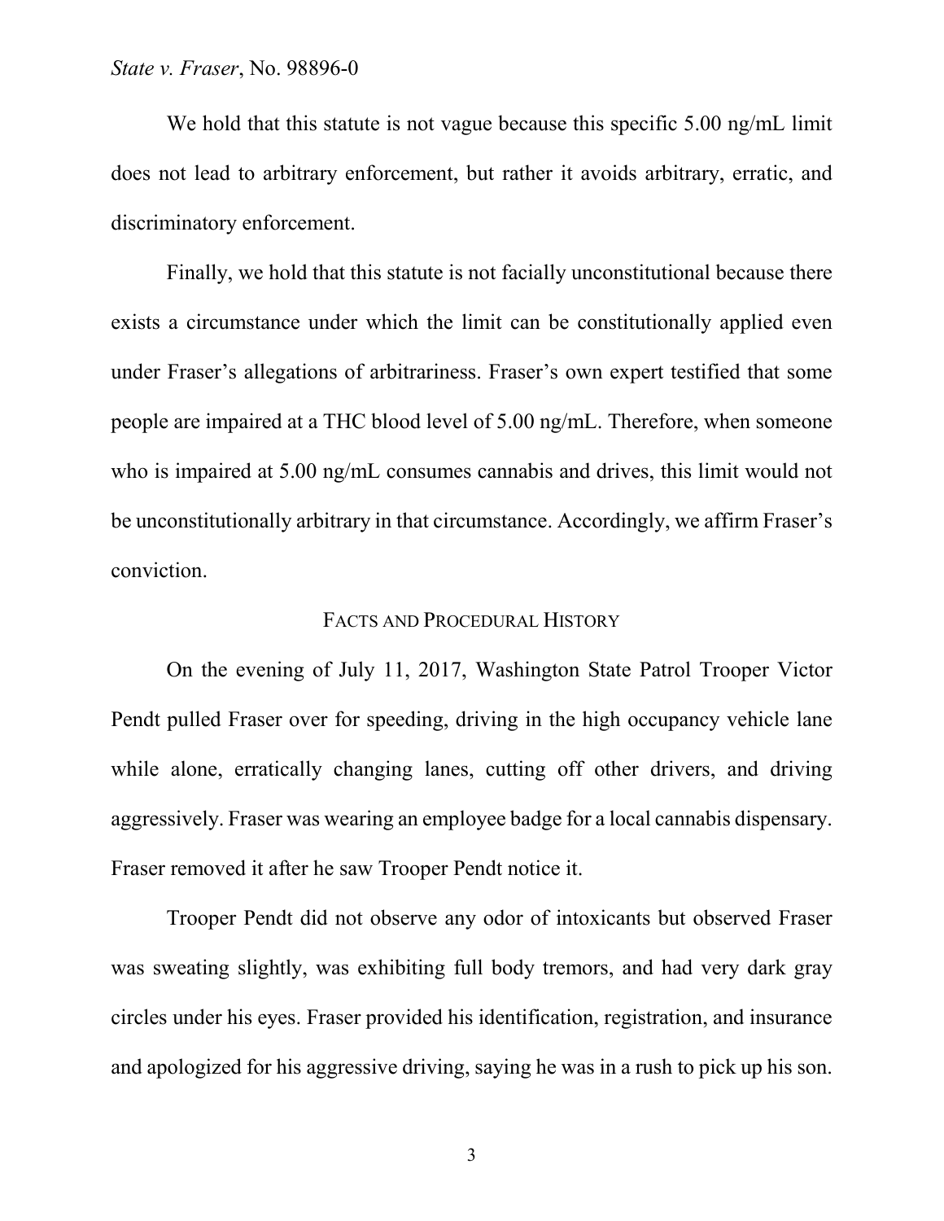We hold that this statute is not vague because this specific 5.00 ng/mL limit does not lead to arbitrary enforcement, but rather it avoids arbitrary, erratic, and discriminatory enforcement.

Finally, we hold that this statute is not facially unconstitutional because there exists a circumstance under which the limit can be constitutionally applied even under Fraser's allegations of arbitrariness. Fraser's own expert testified that some people are impaired at a THC blood level of 5.00 ng/mL. Therefore, when someone who is impaired at 5.00 ng/mL consumes cannabis and drives, this limit would not be unconstitutionally arbitrary in that circumstance. Accordingly, we affirm Fraser's conviction.

## FACTS AND PROCEDURAL HISTORY

On the evening of July 11, 2017, Washington State Patrol Trooper Victor Pendt pulled Fraser over for speeding, driving in the high occupancy vehicle lane while alone, erratically changing lanes, cutting off other drivers, and driving aggressively. Fraser was wearing an employee badge for a local cannabis dispensary. Fraser removed it after he saw Trooper Pendt notice it.

Trooper Pendt did not observe any odor of intoxicants but observed Fraser was sweating slightly, was exhibiting full body tremors, and had very dark gray circles under his eyes. Fraser provided his identification, registration, and insurance and apologized for his aggressive driving, saying he was in a rush to pick up his son.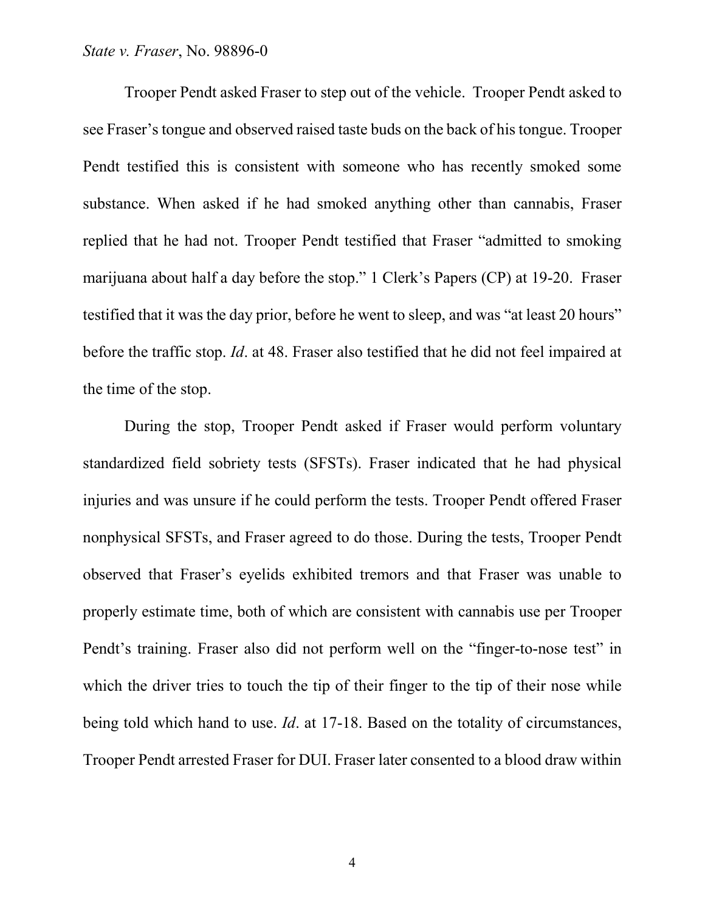Trooper Pendt asked Fraser to step out of the vehicle. Trooper Pendt asked to see Fraser's tongue and observed raised taste buds on the back of his tongue. Trooper Pendt testified this is consistent with someone who has recently smoked some substance. When asked if he had smoked anything other than cannabis, Fraser replied that he had not. Trooper Pendt testified that Fraser "admitted to smoking marijuana about half a day before the stop." 1 Clerk's Papers (CP) at 19-20. Fraser testified that it was the day prior, before he went to sleep, and was "at least 20 hours" before the traffic stop. *Id*. at 48. Fraser also testified that he did not feel impaired at the time of the stop.

During the stop, Trooper Pendt asked if Fraser would perform voluntary standardized field sobriety tests (SFSTs). Fraser indicated that he had physical injuries and was unsure if he could perform the tests. Trooper Pendt offered Fraser nonphysical SFSTs, and Fraser agreed to do those. During the tests, Trooper Pendt observed that Fraser's eyelids exhibited tremors and that Fraser was unable to properly estimate time, both of which are consistent with cannabis use per Trooper Pendt's training. Fraser also did not perform well on the "finger-to-nose test" in which the driver tries to touch the tip of their finger to the tip of their nose while being told which hand to use. *Id*. at 17-18. Based on the totality of circumstances, Trooper Pendt arrested Fraser for DUI. Fraser later consented to a blood draw within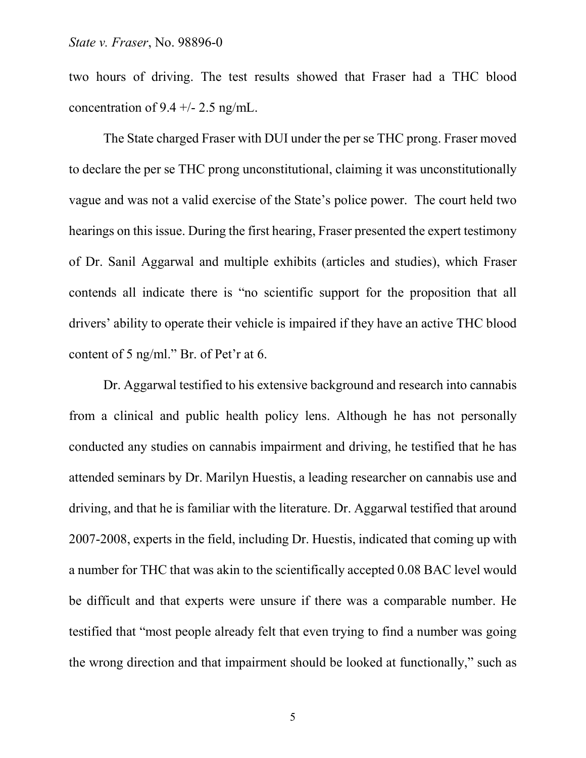two hours of driving. The test results showed that Fraser had a THC blood concentration of 9.4 +/- 2.5 ng/mL.

The State charged Fraser with DUI under the per se THC prong. Fraser moved to declare the per se THC prong unconstitutional, claiming it was unconstitutionally vague and was not a valid exercise of the State's police power. The court held two hearings on this issue. During the first hearing, Fraser presented the expert testimony of Dr. Sanil Aggarwal and multiple exhibits (articles and studies), which Fraser contends all indicate there is "no scientific support for the proposition that all drivers' ability to operate their vehicle is impaired if they have an active THC blood content of 5 ng/ml." Br. of Pet'r at 6.

Dr. Aggarwal testified to his extensive background and research into cannabis from a clinical and public health policy lens. Although he has not personally conducted any studies on cannabis impairment and driving, he testified that he has attended seminars by Dr. Marilyn Huestis, a leading researcher on cannabis use and driving, and that he is familiar with the literature. Dr. Aggarwal testified that around 2007-2008, experts in the field, including Dr. Huestis, indicated that coming up with a number for THC that was akin to the scientifically accepted 0.08 BAC level would be difficult and that experts were unsure if there was a comparable number. He testified that "most people already felt that even trying to find a number was going the wrong direction and that impairment should be looked at functionally," such as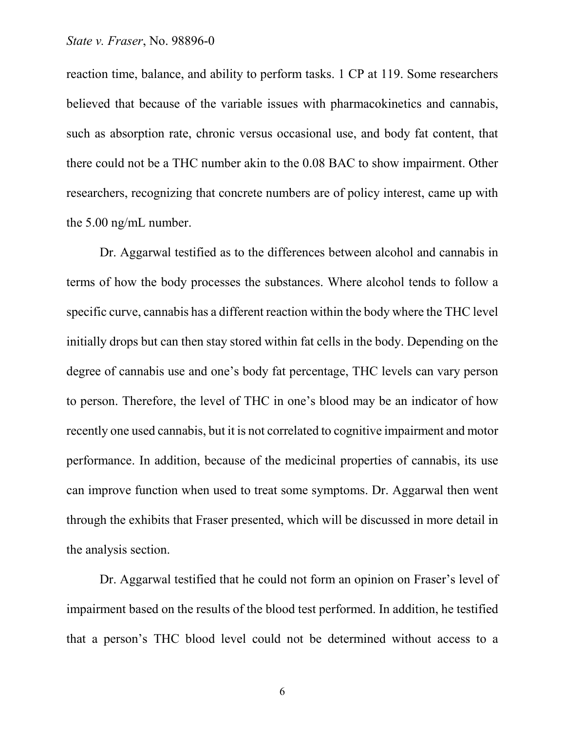reaction time, balance, and ability to perform tasks. 1 CP at 119. Some researchers believed that because of the variable issues with pharmacokinetics and cannabis, such as absorption rate, chronic versus occasional use, and body fat content, that there could not be a THC number akin to the 0.08 BAC to show impairment. Other researchers, recognizing that concrete numbers are of policy interest, came up with the 5.00 ng/mL number.

Dr. Aggarwal testified as to the differences between alcohol and cannabis in terms of how the body processes the substances. Where alcohol tends to follow a specific curve, cannabis has a different reaction within the body where the THC level initially drops but can then stay stored within fat cells in the body. Depending on the degree of cannabis use and one's body fat percentage, THC levels can vary person to person. Therefore, the level of THC in one's blood may be an indicator of how recently one used cannabis, but it is not correlated to cognitive impairment and motor performance. In addition, because of the medicinal properties of cannabis, its use can improve function when used to treat some symptoms. Dr. Aggarwal then went through the exhibits that Fraser presented, which will be discussed in more detail in the analysis section.

Dr. Aggarwal testified that he could not form an opinion on Fraser's level of impairment based on the results of the blood test performed. In addition, he testified that a person's THC blood level could not be determined without access to a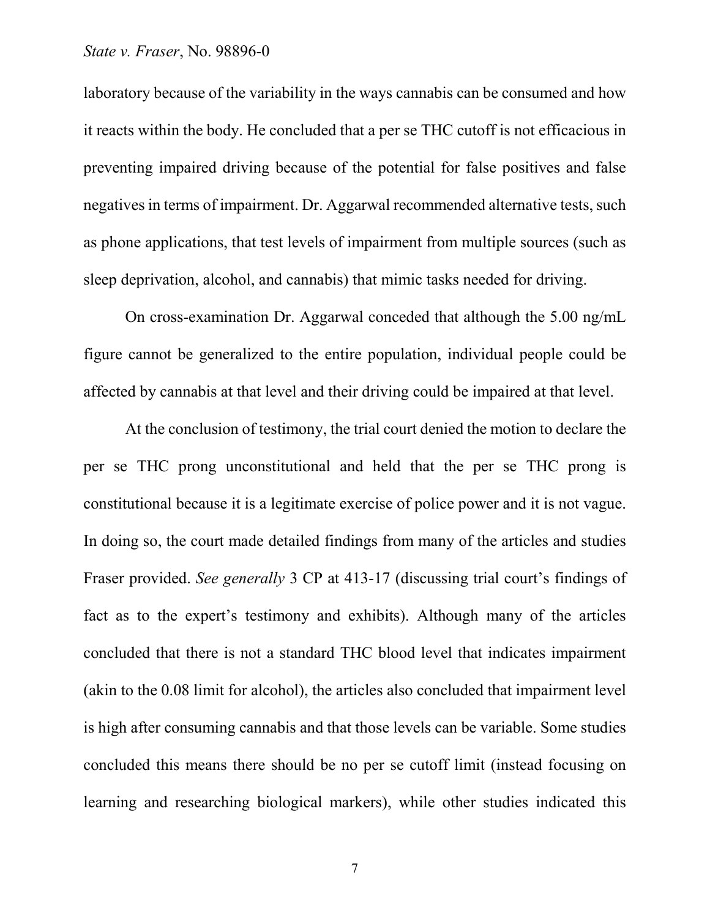laboratory because of the variability in the ways cannabis can be consumed and how it reacts within the body. He concluded that a per se THC cutoff is not efficacious in preventing impaired driving because of the potential for false positives and false negatives in terms of impairment. Dr. Aggarwal recommended alternative tests, such as phone applications, that test levels of impairment from multiple sources (such as sleep deprivation, alcohol, and cannabis) that mimic tasks needed for driving.

On cross-examination Dr. Aggarwal conceded that although the 5.00 ng/mL figure cannot be generalized to the entire population, individual people could be affected by cannabis at that level and their driving could be impaired at that level.

At the conclusion of testimony, the trial court denied the motion to declare the per se THC prong unconstitutional and held that the per se THC prong is constitutional because it is a legitimate exercise of police power and it is not vague. In doing so, the court made detailed findings from many of the articles and studies Fraser provided. *See generally* 3 CP at 413-17 (discussing trial court's findings of fact as to the expert's testimony and exhibits). Although many of the articles concluded that there is not a standard THC blood level that indicates impairment (akin to the 0.08 limit for alcohol), the articles also concluded that impairment level is high after consuming cannabis and that those levels can be variable. Some studies concluded this means there should be no per se cutoff limit (instead focusing on learning and researching biological markers), while other studies indicated this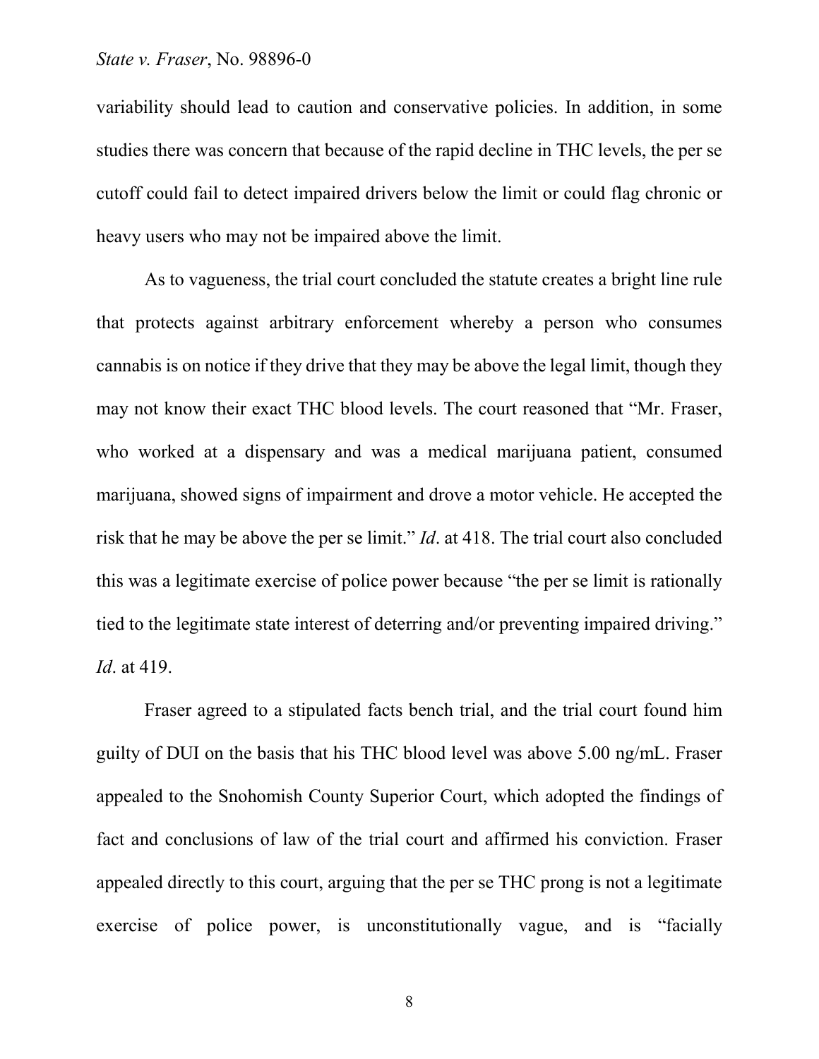variability should lead to caution and conservative policies. In addition, in some studies there was concern that because of the rapid decline in THC levels, the per se cutoff could fail to detect impaired drivers below the limit or could flag chronic or heavy users who may not be impaired above the limit.

As to vagueness, the trial court concluded the statute creates a bright line rule that protects against arbitrary enforcement whereby a person who consumes cannabis is on notice if they drive that they may be above the legal limit, though they may not know their exact THC blood levels. The court reasoned that "Mr. Fraser, who worked at a dispensary and was a medical marijuana patient, consumed marijuana, showed signs of impairment and drove a motor vehicle. He accepted the risk that he may be above the per se limit." *Id*. at 418. The trial court also concluded this was a legitimate exercise of police power because "the per se limit is rationally tied to the legitimate state interest of deterring and/or preventing impaired driving." *Id*. at 419.

Fraser agreed to a stipulated facts bench trial, and the trial court found him guilty of DUI on the basis that his THC blood level was above 5.00 ng/mL. Fraser appealed to the Snohomish County Superior Court, which adopted the findings of fact and conclusions of law of the trial court and affirmed his conviction. Fraser appealed directly to this court, arguing that the per se THC prong is not a legitimate exercise of police power, is unconstitutionally vague, and is "facially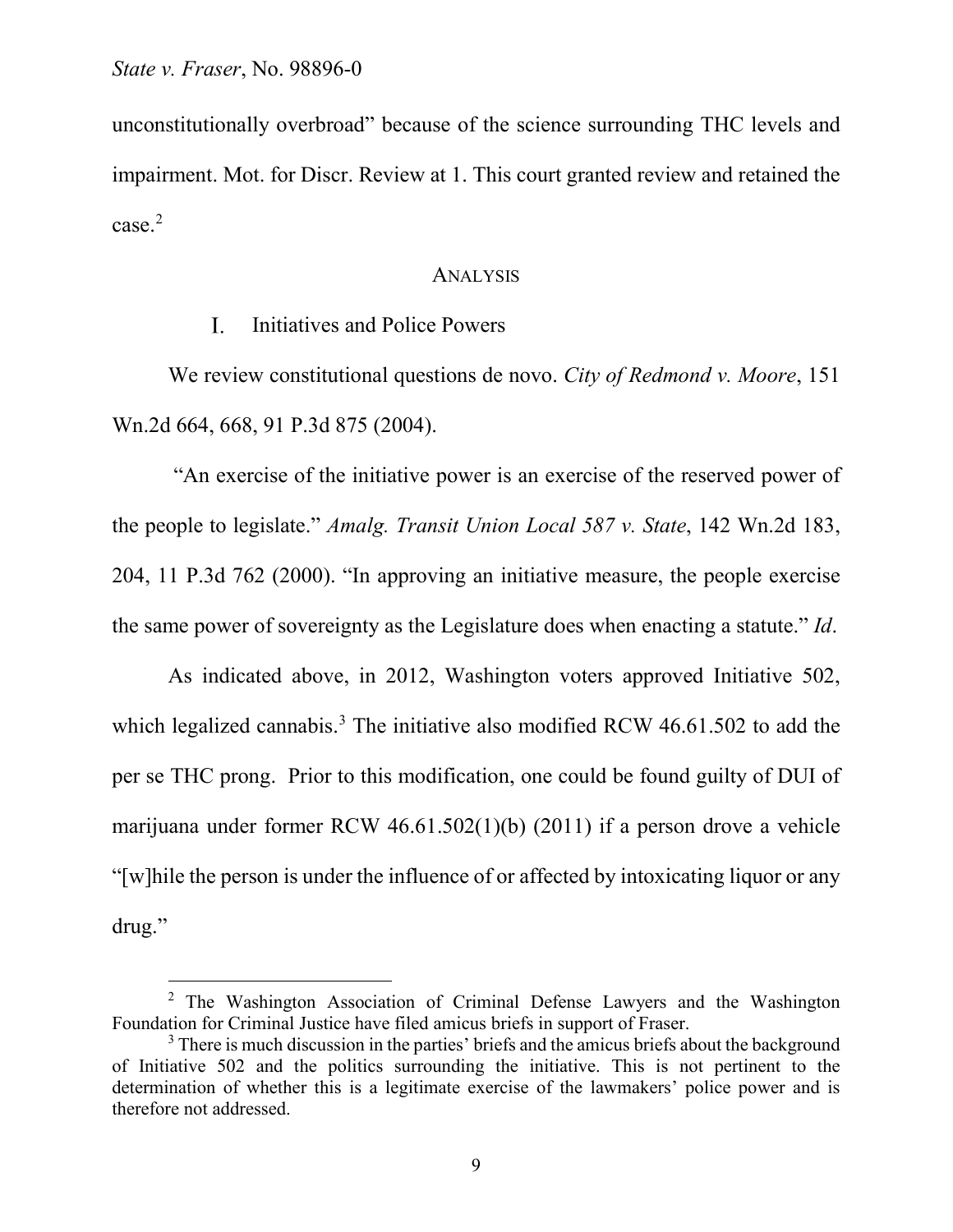unconstitutionally overbroad" because of the science surrounding THC levels and impairment. Mot. for Discr. Review at 1. This court granted review and retained the case.[2]

## ANALYSIS

### I. Initiatives and Police Powers

We review constitutional questions de novo. *City of Redmond v. Moore*, 151 Wn.2d 664, 668, 91 P.3d 875 (2004).

"An exercise of the initiative power is an exercise of the reserved power of the people to legislate." *Amalg. Transit Union Local 587 v. State*, 142 Wn.2d 183, 204, 11 P.3d 762 (2000). "In approving an initiative measure, the people exercise the same power of sovereignty as the Legislature does when enacting a statute." *Id*.

As indicated above, in 2012, Washington voters approved Initiative 502, which legalized cannabis.[3] The initiative also modified RCW 46.61.502 to add the per se THC prong. Prior to this modification, one could be found guilty of DUI of marijuana under former RCW 46.61.502(1)(b) (2011) if a person drove a vehicle "[w]hile the person is under the influence of or affected by intoxicating liquor or any drug."

---

[2] The Washington Association of Criminal Defense Lawyers and the Washington Foundation for Criminal Justice have filed amicus briefs in support of Fraser.

[3] There is much discussion in the parties' briefs and the amicus briefs about the background of Initiative 502 and the politics surrounding the initiative. This is not pertinent to the determination of whether this is a legitimate exercise of the lawmakers' police power and is therefore not addressed.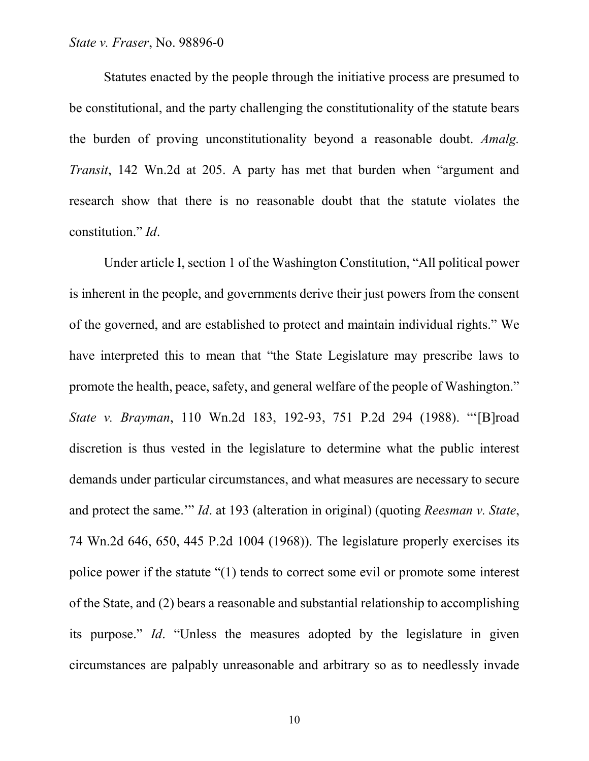Statutes enacted by the people through the initiative process are presumed to be constitutional, and the party challenging the constitutionality of the statute bears the burden of proving unconstitutionality beyond a reasonable doubt. *Amalg. Transit*, 142 Wn.2d at 205. A party has met that burden when "argument and research show that there is no reasonable doubt that the statute violates the constitution." *Id*.

Under article I, section 1 of the Washington Constitution, "All political power is inherent in the people, and governments derive their just powers from the consent of the governed, and are established to protect and maintain individual rights." We have interpreted this to mean that "the State Legislature may prescribe laws to promote the health, peace, safety, and general welfare of the people of Washington." *State v. Brayman*, 110 Wn.2d 183, 192-93, 751 P.2d 294 (1988). "'[B]road discretion is thus vested in the legislature to determine what the public interest demands under particular circumstances, and what measures are necessary to secure and protect the same.'" *Id*. at 193 (alteration in original) (quoting *Reesman v. State*, 74 Wn.2d 646, 650, 445 P.2d 1004 (1968)). The legislature properly exercises its police power if the statute "(1) tends to correct some evil or promote some interest of the State, and (2) bears a reasonable and substantial relationship to accomplishing its purpose." *Id*. "Unless the measures adopted by the legislature in given circumstances are palpably unreasonable and arbitrary so as to needlessly invade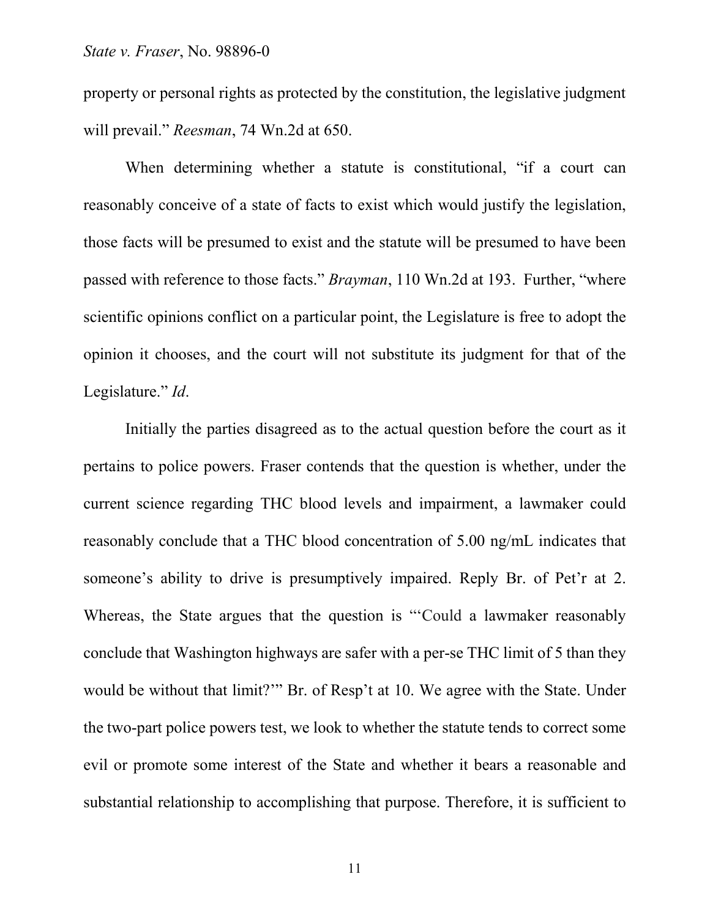property or personal rights as protected by the constitution, the legislative judgment will prevail." *Reesman*, 74 Wn.2d at 650.

When determining whether a statute is constitutional, "if a court can reasonably conceive of a state of facts to exist which would justify the legislation, those facts will be presumed to exist and the statute will be presumed to have been passed with reference to those facts." *Brayman*, 110 Wn.2d at 193. Further, "where scientific opinions conflict on a particular point, the Legislature is free to adopt the opinion it chooses, and the court will not substitute its judgment for that of the Legislature." *Id*.

Initially the parties disagreed as to the actual question before the court as it pertains to police powers. Fraser contends that the question is whether, under the current science regarding THC blood levels and impairment, a lawmaker could reasonably conclude that a THC blood concentration of 5.00 ng/mL indicates that someone's ability to drive is presumptively impaired. Reply Br. of Pet'r at 2. Whereas, the State argues that the question is "'Could a lawmaker reasonably conclude that Washington highways are safer with a per-se THC limit of 5 than they would be without that limit?'" Br. of Resp't at 10. We agree with the State. Under the two-part police powers test, we look to whether the statute tends to correct some evil or promote some interest of the State and whether it bears a reasonable and substantial relationship to accomplishing that purpose. Therefore, it is sufficient to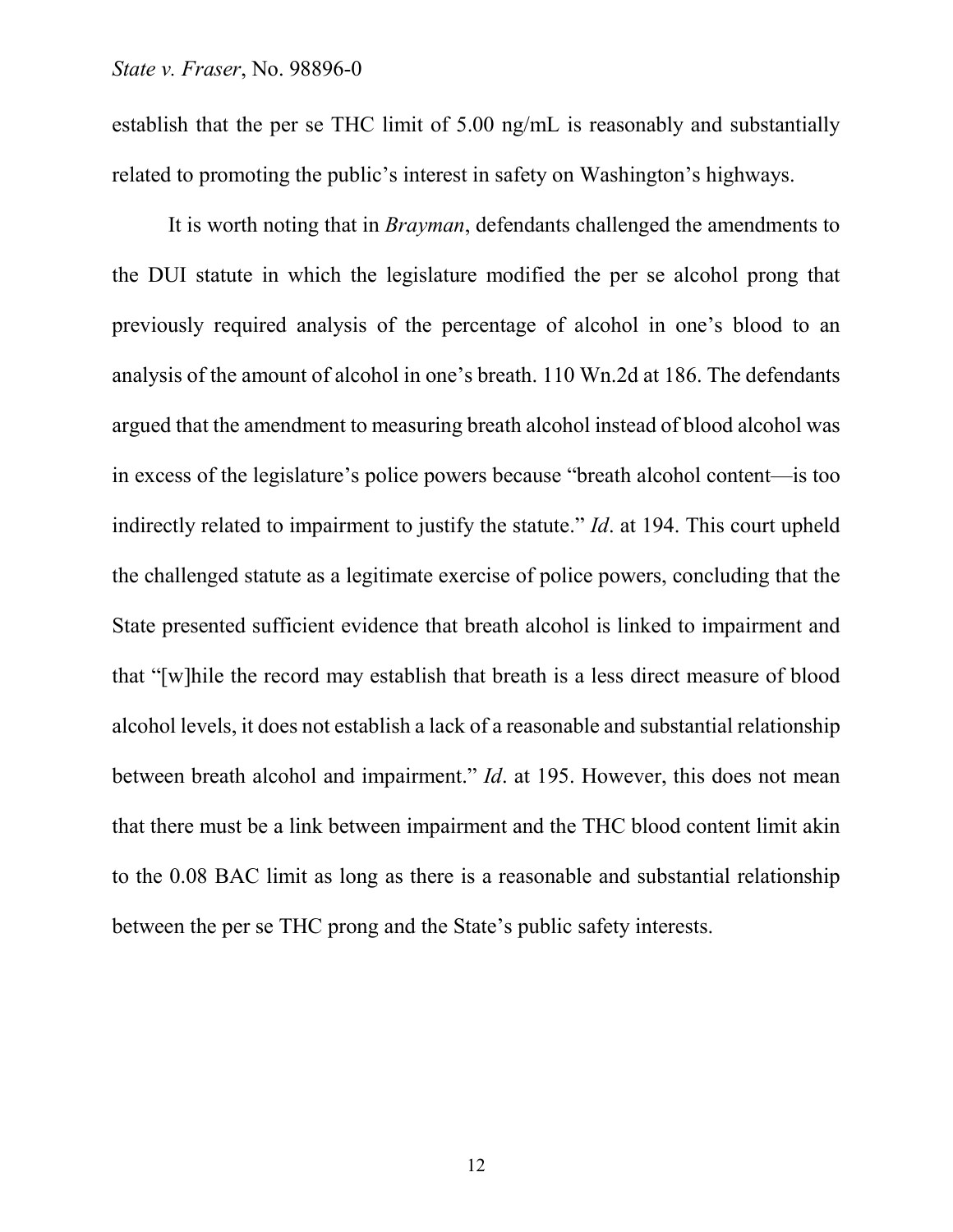establish that the per se THC limit of 5.00 ng/mL is reasonably and substantially related to promoting the public's interest in safety on Washington's highways.

It is worth noting that in *Brayman*, defendants challenged the amendments to the DUI statute in which the legislature modified the per se alcohol prong that previously required analysis of the percentage of alcohol in one's blood to an analysis of the amount of alcohol in one's breath. 110 Wn.2d at 186. The defendants argued that the amendment to measuring breath alcohol instead of blood alcohol was in excess of the legislature's police powers because "breath alcohol content—is too indirectly related to impairment to justify the statute." *Id*. at 194. This court upheld the challenged statute as a legitimate exercise of police powers, concluding that the State presented sufficient evidence that breath alcohol is linked to impairment and that "[w]hile the record may establish that breath is a less direct measure of blood alcohol levels, it does not establish a lack of a reasonable and substantial relationship between breath alcohol and impairment." *Id*. at 195. However, this does not mean that there must be a link between impairment and the THC blood content limit akin to the 0.08 BAC limit as long as there is a reasonable and substantial relationship between the per se THC prong and the State's public safety interests.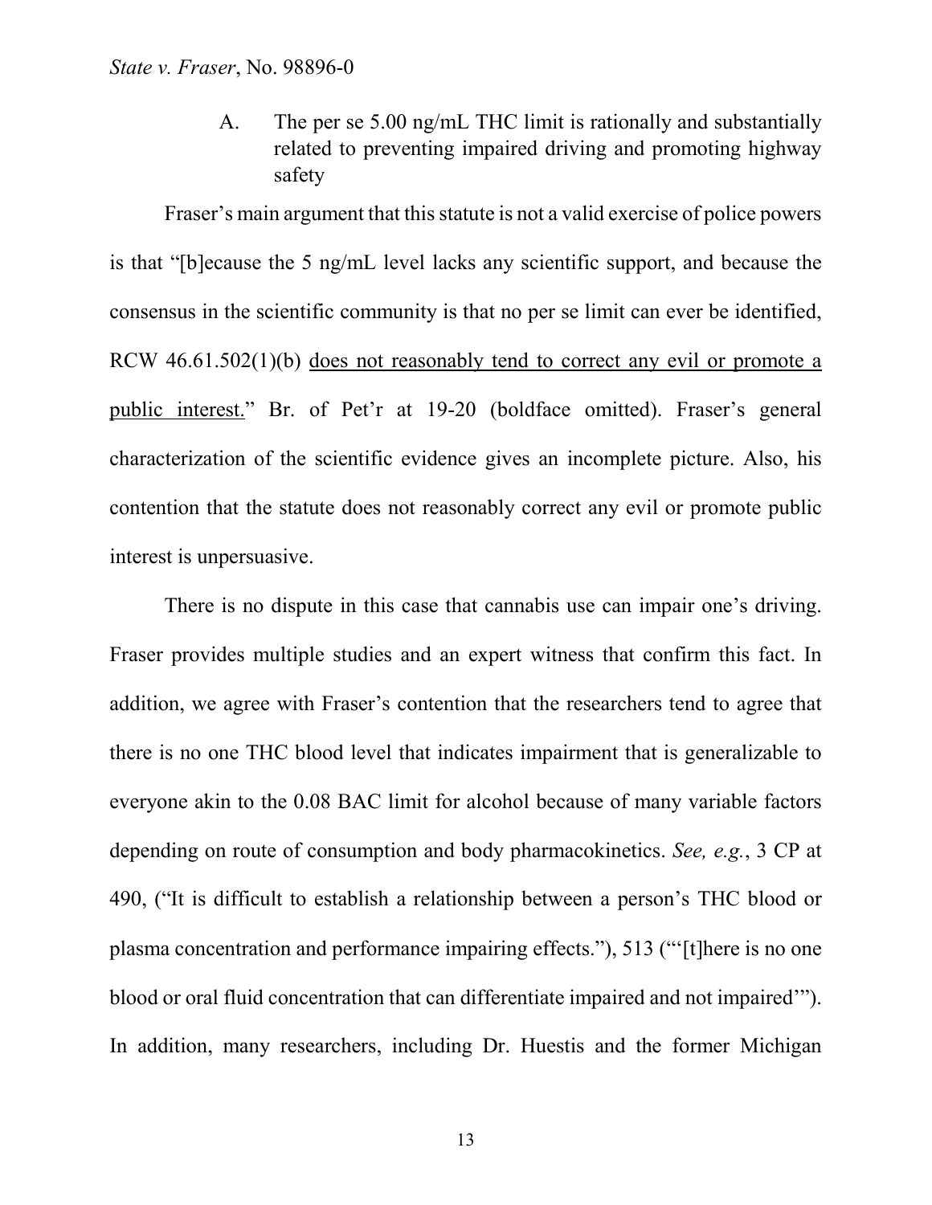A. The per se 5.00 ng/mL THC limit is rationally and substantially related to preventing impaired driving and promoting highway safety

Fraser's main argument that this statute is not a valid exercise of police powers is that "[b]ecause the 5 ng/mL level lacks any scientific support, and because the consensus in the scientific community is that no per se limit can ever be identified, RCW 46.61.502(1)(b) <u>does not reasonably tend to correct any evil or promote a public interest.</u>" Br. of Pet'r at 19-20 (boldface omitted). Fraser's general characterization of the scientific evidence gives an incomplete picture. Also, his contention that the statute does not reasonably correct any evil or promote public interest is unpersuasive.

There is no dispute in this case that cannabis use can impair one's driving. Fraser provides multiple studies and an expert witness that confirm this fact. In addition, we agree with Fraser's contention that the researchers tend to agree that there is no one THC blood level that indicates impairment that is generalizable to everyone akin to the 0.08 BAC limit for alcohol because of many variable factors depending on route of consumption and body pharmacokinetics. *See, e.g.*, 3 CP at 490, ("It is difficult to establish a relationship between a person's THC blood or plasma concentration and performance impairing effects."), 513 ("'[t]here is no one blood or oral fluid concentration that can differentiate impaired and not impaired'"). In addition, many researchers, including Dr. Huestis and the former Michigan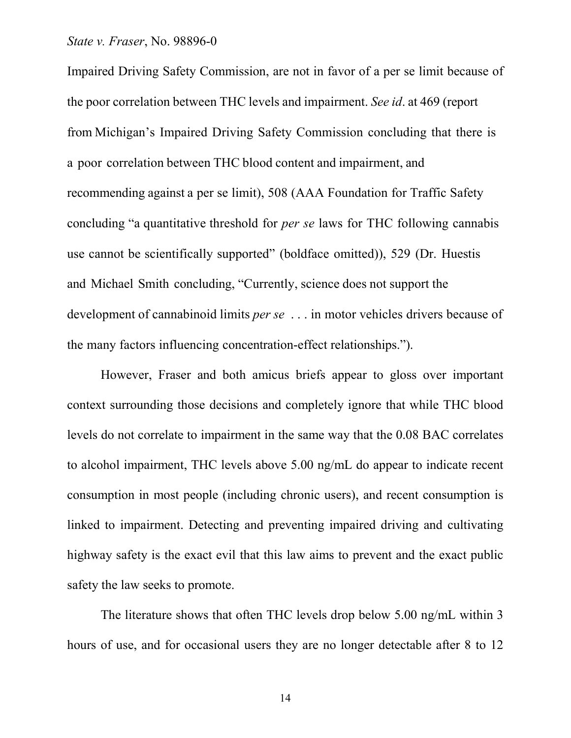Impaired Driving Safety Commission, are not in favor of a per se limit because of the poor correlation between THC levels and impairment. *See id*. at 469 (report from Michigan's Impaired Driving Safety Commission concluding that there is a poor correlation between THC blood content and impairment, and recommending against a per se limit), 508 (AAA Foundation for Traffic Safety concluding "a quantitative threshold for *per se* laws for THC following cannabis use cannot be scientifically supported" (boldface omitted)), 529 (Dr. Huestis and Michael Smith concluding, "Currently, science does not support the development of cannabinoid limits *per se* . . . in motor vehicles drivers because of the many factors influencing concentration-effect relationships.").

However, Fraser and both amicus briefs appear to gloss over important context surrounding those decisions and completely ignore that while THC blood levels do not correlate to impairment in the same way that the 0.08 BAC correlates to alcohol impairment, THC levels above 5.00 ng/mL do appear to indicate recent consumption in most people (including chronic users), and recent consumption is linked to impairment. Detecting and preventing impaired driving and cultivating highway safety is the exact evil that this law aims to prevent and the exact public safety the law seeks to promote.

The literature shows that often THC levels drop below 5.00 ng/mL within 3 hours of use, and for occasional users they are no longer detectable after 8 to 12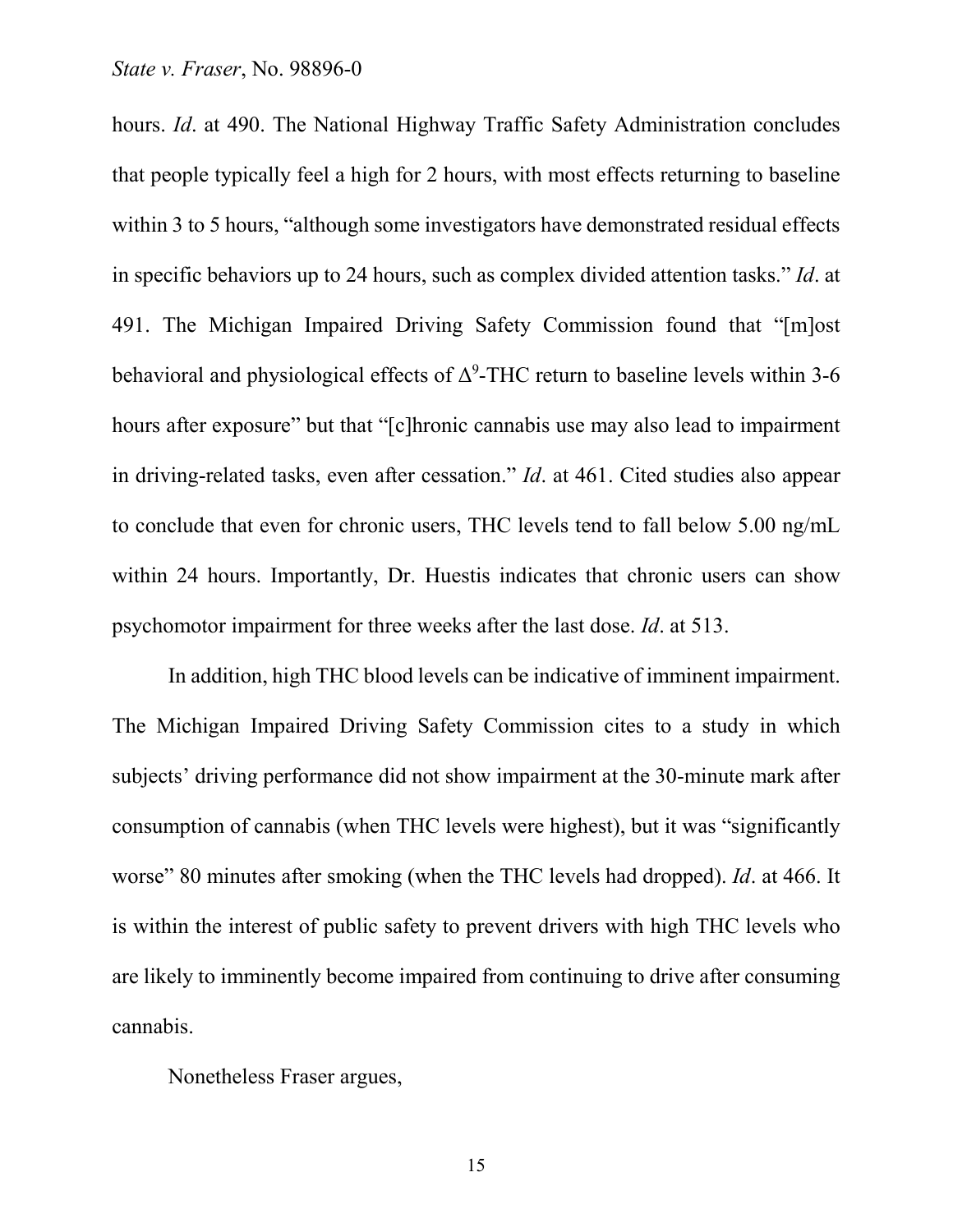hours. *Id*. at 490. The National Highway Traffic Safety Administration concludes that people typically feel a high for 2 hours, with most effects returning to baseline within 3 to 5 hours, "although some investigators have demonstrated residual effects in specific behaviors up to 24 hours, such as complex divided attention tasks." *Id*. at 491. The Michigan Impaired Driving Safety Commission found that "[m]ost behavioral and physiological effects of $\Delta^9$-THC return to baseline levels within 3-6 hours after exposure" but that "[c]hronic cannabis use may also lead to impairment in driving-related tasks, even after cessation." *Id*. at 461. Cited studies also appear to conclude that even for chronic users, THC levels tend to fall below 5.00 ng/mL within 24 hours. Importantly, Dr. Huestis indicates that chronic users can show psychomotor impairment for three weeks after the last dose. *Id*. at 513.

In addition, high THC blood levels can be indicative of imminent impairment. The Michigan Impaired Driving Safety Commission cites to a study in which subjects' driving performance did not show impairment at the 30-minute mark after consumption of cannabis (when THC levels were highest), but it was "significantly worse" 80 minutes after smoking (when the THC levels had dropped). *Id*. at 466. It is within the interest of public safety to prevent drivers with high THC levels who are likely to imminently become impaired from continuing to drive after consuming cannabis.

Nonetheless Fraser argues,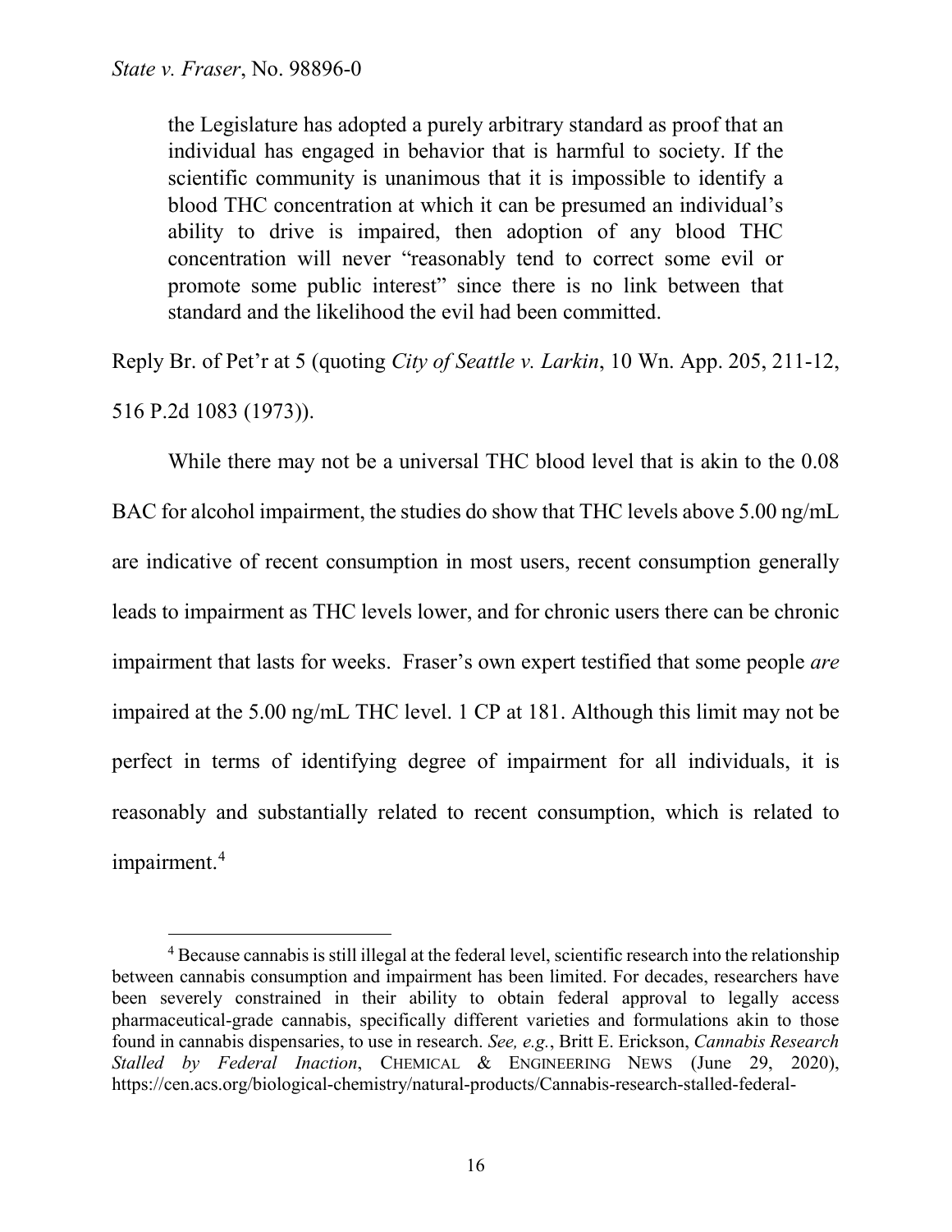the Legislature has adopted a purely arbitrary standard as proof that an individual has engaged in behavior that is harmful to society. If the scientific community is unanimous that it is impossible to identify a blood THC concentration at which it can be presumed an individual's ability to drive is impaired, then adoption of any blood THC concentration will never "reasonably tend to correct some evil or promote some public interest" since there is no link between that standard and the likelihood the evil had been committed.

Reply Br. of Pet'r at 5 (quoting *City of Seattle v. Larkin*, 10 Wn. App. 205, 211-12, 516 P.2d 1083 (1973)).

While there may not be a universal THC blood level that is akin to the 0.08 BAC for alcohol impairment, the studies do show that THC levels above 5.00 ng/mL are indicative of recent consumption in most users, recent consumption generally leads to impairment as THC levels lower, and for chronic users there can be chronic impairment that lasts for weeks. Fraser's own expert testified that some people *are* impaired at the 5.00 ng/mL THC level. 1 CP at 181. Although this limit may not be perfect in terms of identifying degree of impairment for all individuals, it is reasonably and substantially related to recent consumption, which is related to impairment.[4]

---

[4] Because cannabis is still illegal at the federal level, scientific research into the relationship between cannabis consumption and impairment has been limited. For decades, researchers have been severely constrained in their ability to obtain federal approval to legally access pharmaceutical-grade cannabis, specifically different varieties and formulations akin to those found in cannabis dispensaries, to use in research. *See, e.g.*, Britt E. Erickson, *Cannabis Research Stalled by Federal Inaction*, CHEMICAL & ENGINEERING NEWS (June 29, 2020), https://cen.acs.org/biological-chemistry/natural-products/Cannabis-research-stalled-federal-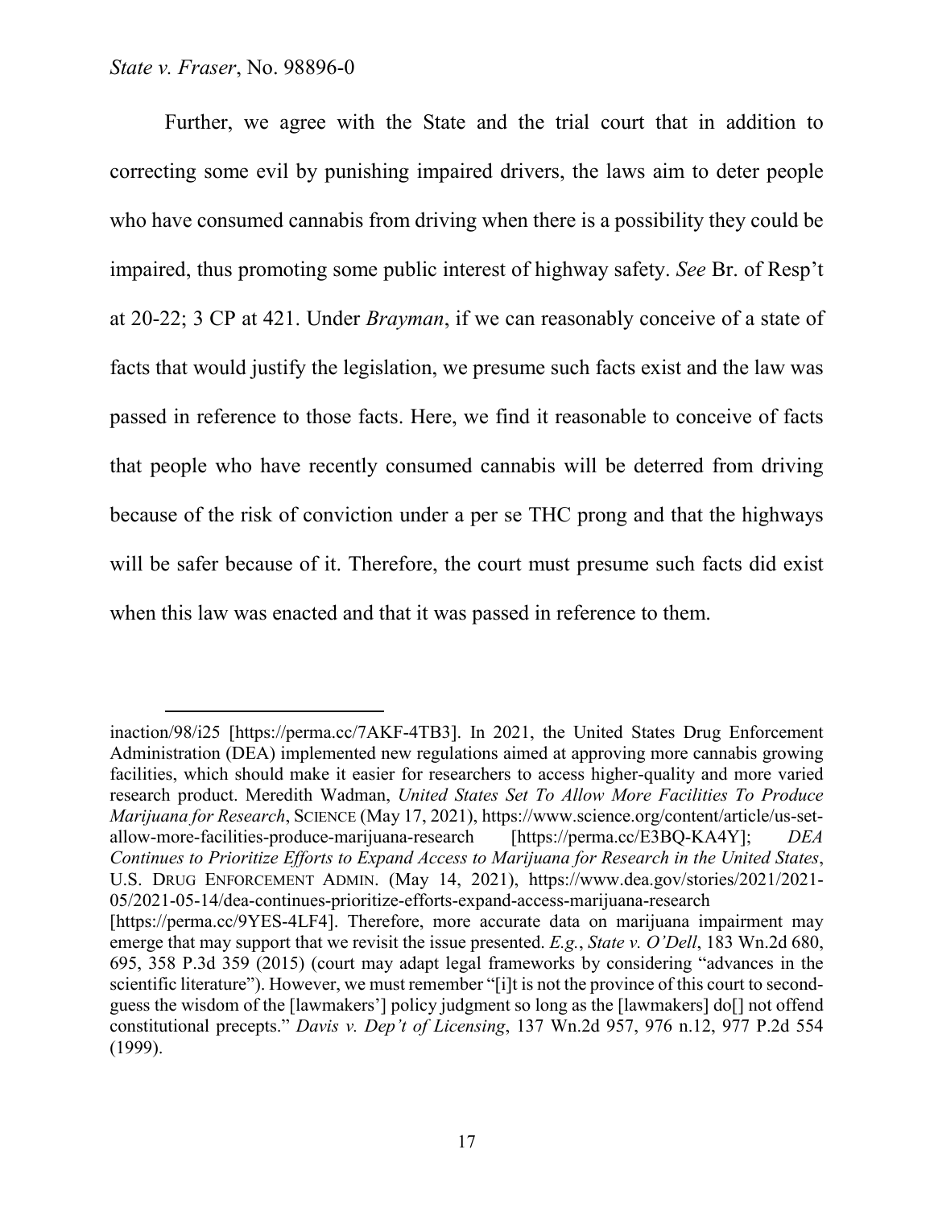Further, we agree with the State and the trial court that in addition to correcting some evil by punishing impaired drivers, the laws aim to deter people who have consumed cannabis from driving when there is a possibility they could be impaired, thus promoting some public interest of highway safety. *See* Br. of Resp't at 20-22; 3 CP at 421. Under *Brayman*, if we can reasonably conceive of a state of facts that would justify the legislation, we presume such facts exist and the law was passed in reference to those facts. Here, we find it reasonable to conceive of facts that people who have recently consumed cannabis will be deterred from driving because of the risk of conviction under a per se THC prong and that the highways will be safer because of it. Therefore, the court must presume such facts did exist when this law was enacted and that it was passed in reference to them.

---

inaction/98/i25 [https://perma.cc/7AKF-4TB3]. In 2021, the United States Drug Enforcement Administration (DEA) implemented new regulations aimed at approving more cannabis growing facilities, which should make it easier for researchers to access higher-quality and more varied research product. Meredith Wadman, *United States Set To Allow More Facilities To Produce Marijuana for Research*, SCIENCE (May 17, 2021), https://www.science.org/content/article/us-set-allow-more-facilities-produce-marijuana-research [https://perma.cc/E3BQ-KA4Y]; *DEA Continues to Prioritize Efforts to Expand Access to Marijuana for Research in the United States*, U.S. DRUG ENFORCEMENT ADMIN. (May 14, 2021), https://www.dea.gov/stories/2021/2021-05/2021-05-14/dea-continues-prioritize-efforts-expand-access-marijuana-research [https://perma.cc/9YES-4LF4]. Therefore, more accurate data on marijuana impairment may emerge that may support that we revisit the issue presented. *E.g.*, *State v. O'Dell*, 183 Wn.2d 680, 695, 358 P.3d 359 (2015) (court may adapt legal frameworks by considering "advances in the scientific literature"). However, we must remember "[i]t is not the province of this court to second-guess the wisdom of the [lawmakers'] policy judgment so long as the [lawmakers] do[] not offend constitutional precepts." *Davis v. Dep't of Licensing*, 137 Wn.2d 957, 976 n.12, 977 P.2d 554 (1999).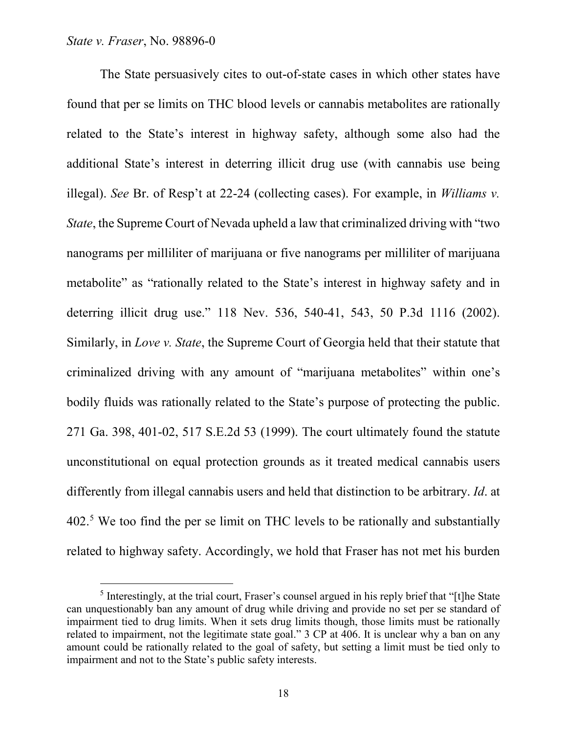The State persuasively cites to out-of-state cases in which other states have found that per se limits on THC blood levels or cannabis metabolites are rationally related to the State's interest in highway safety, although some also had the additional State's interest in deterring illicit drug use (with cannabis use being illegal). *See* Br. of Resp't at 22-24 (collecting cases). For example, in *Williams v. State*, the Supreme Court of Nevada upheld a law that criminalized driving with "two nanograms per milliliter of marijuana or five nanograms per milliliter of marijuana metabolite" as "rationally related to the State's interest in highway safety and in deterring illicit drug use." 118 Nev. 536, 540-41, 543, 50 P.3d 1116 (2002). Similarly, in *Love v. State*, the Supreme Court of Georgia held that their statute that criminalized driving with any amount of "marijuana metabolites" within one's bodily fluids was rationally related to the State's purpose of protecting the public. 271 Ga. 398, 401-02, 517 S.E.2d 53 (1999). The court ultimately found the statute unconstitutional on equal protection grounds as it treated medical cannabis users differently from illegal cannabis users and held that distinction to be arbitrary. *Id*. at 402.[5] We too find the per se limit on THC levels to be rationally and substantially related to highway safety. Accordingly, we hold that Fraser has not met his burden

[5] Interestingly, at the trial court, Fraser's counsel argued in his reply brief that "[t]he State can unquestionably ban any amount of drug while driving and provide no set per se standard of impairment tied to drug limits. When it sets drug limits though, those limits must be rationally related to impairment, not the legitimate state goal." 3 CP at 406. It is unclear why a ban on any amount could be rationally related to the goal of safety, but setting a limit must be tied only to impairment and not to the State's public safety interests.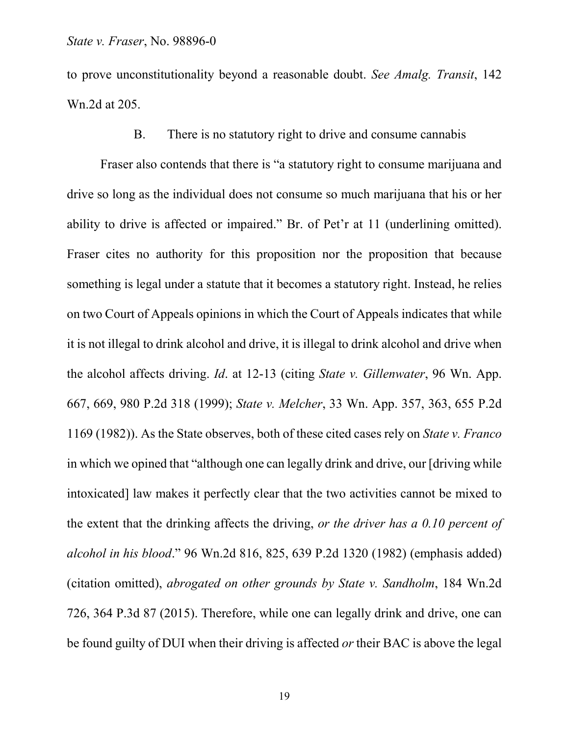to prove unconstitutionality beyond a reasonable doubt. *See Amalg. Transit*, 142 Wn.2d at 205.

### B. There is no statutory right to drive and consume cannabis

Fraser also contends that there is "a statutory right to consume marijuana and drive so long as the individual does not consume so much marijuana that his or her ability to drive is affected or impaired." Br. of Pet'r at 11 (underlining omitted). Fraser cites no authority for this proposition nor the proposition that because something is legal under a statute that it becomes a statutory right. Instead, he relies on two Court of Appeals opinions in which the Court of Appeals indicates that while it is not illegal to drink alcohol and drive, it is illegal to drink alcohol and drive when the alcohol affects driving. *Id*. at 12-13 (citing *State v. Gillenwater*, 96 Wn. App. 667, 669, 980 P.2d 318 (1999); *State v. Melcher*, 33 Wn. App. 357, 363, 655 P.2d 1169 (1982)). As the State observes, both of these cited cases rely on *State v. Franco* in which we opined that "although one can legally drink and drive, our [driving while intoxicated] law makes it perfectly clear that the two activities cannot be mixed to the extent that the drinking affects the driving, *or the driver has a 0.10 percent of alcohol in his blood*." 96 Wn.2d 816, 825, 639 P.2d 1320 (1982) (emphasis added) (citation omitted), *abrogated on other grounds by State v. Sandholm*, 184 Wn.2d 726, 364 P.3d 87 (2015). Therefore, while one can legally drink and drive, one can be found guilty of DUI when their driving is affected *or* their BAC is above the legal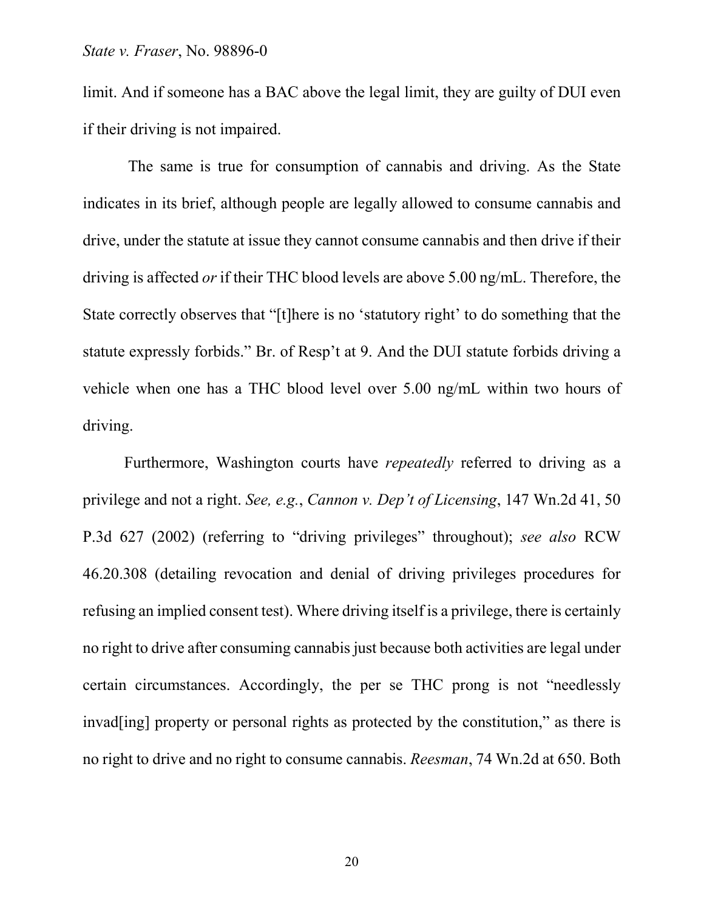limit. And if someone has a BAC above the legal limit, they are guilty of DUI even if their driving is not impaired.

The same is true for consumption of cannabis and driving. As the State indicates in its brief, although people are legally allowed to consume cannabis and drive, under the statute at issue they cannot consume cannabis and then drive if their driving is affected *or* if their THC blood levels are above 5.00 ng/mL. Therefore, the State correctly observes that "[t]here is no 'statutory right' to do something that the statute expressly forbids." Br. of Resp't at 9. And the DUI statute forbids driving a vehicle when one has a THC blood level over 5.00 ng/mL within two hours of driving.

Furthermore, Washington courts have *repeatedly* referred to driving as a privilege and not a right. *See, e.g.*, *Cannon v. Dep't of Licensing*, 147 Wn.2d 41, 50 P.3d 627 (2002) (referring to "driving privileges" throughout); *see also* RCW 46.20.308 (detailing revocation and denial of driving privileges procedures for refusing an implied consent test). Where driving itself is a privilege, there is certainly no right to drive after consuming cannabis just because both activities are legal under certain circumstances. Accordingly, the per se THC prong is not "needlessly invad[ing] property or personal rights as protected by the constitution," as there is no right to drive and no right to consume cannabis. *Reesman*, 74 Wn.2d at 650. Both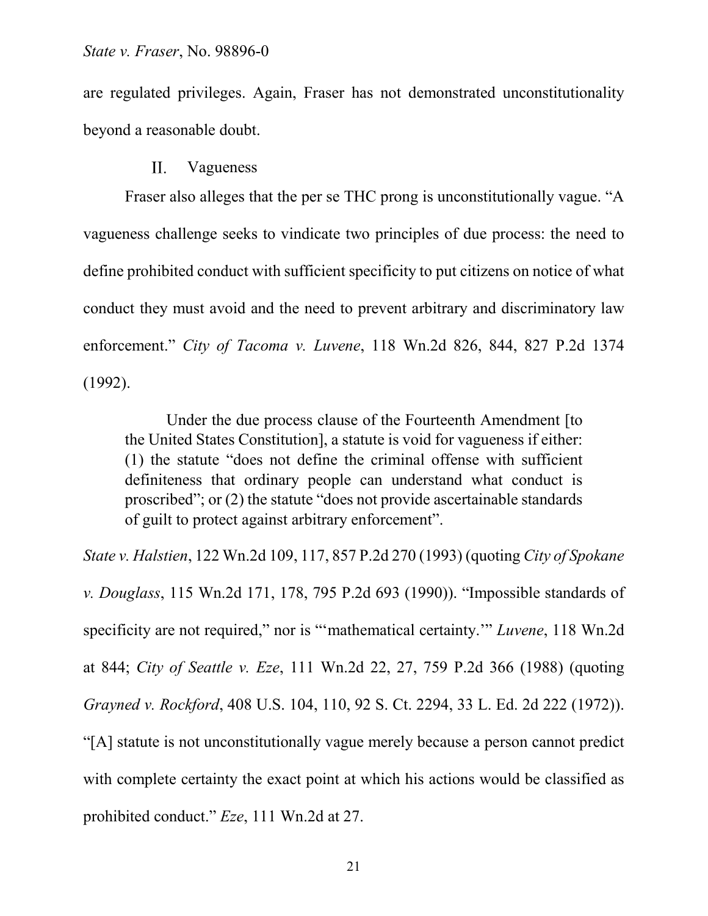are regulated privileges. Again, Fraser has not demonstrated unconstitutionality beyond a reasonable doubt.

## II. Vagueness

Fraser also alleges that the per se THC prong is unconstitutionally vague. "A vagueness challenge seeks to vindicate two principles of due process: the need to define prohibited conduct with sufficient specificity to put citizens on notice of what conduct they must avoid and the need to prevent arbitrary and discriminatory law enforcement." *City of Tacoma v. Luvene*, 118 Wn.2d 826, 844, 827 P.2d 1374 (1992).

> Under the due process clause of the Fourteenth Amendment [to the United States Constitution], a statute is void for vagueness if either: (1) the statute "does not define the criminal offense with sufficient definiteness that ordinary people can understand what conduct is proscribed"; or (2) the statute "does not provide ascertainable standards of guilt to protect against arbitrary enforcement".

*State v. Halstien*, 122 Wn.2d 109, 117, 857 P.2d 270 (1993) (quoting *City of Spokane v. Douglass*, 115 Wn.2d 171, 178, 795 P.2d 693 (1990)). "Impossible standards of specificity are not required," nor is "'mathematical certainty.'" *Luvene*, 118 Wn.2d at 844; *City of Seattle v. Eze*, 111 Wn.2d 22, 27, 759 P.2d 366 (1988) (quoting *Grayned v. Rockford*, 408 U.S. 104, 110, 92 S. Ct. 2294, 33 L. Ed. 2d 222 (1972)). "[A] statute is not unconstitutionally vague merely because a person cannot predict with complete certainty the exact point at which his actions would be classified as prohibited conduct." *Eze*, 111 Wn.2d at 27.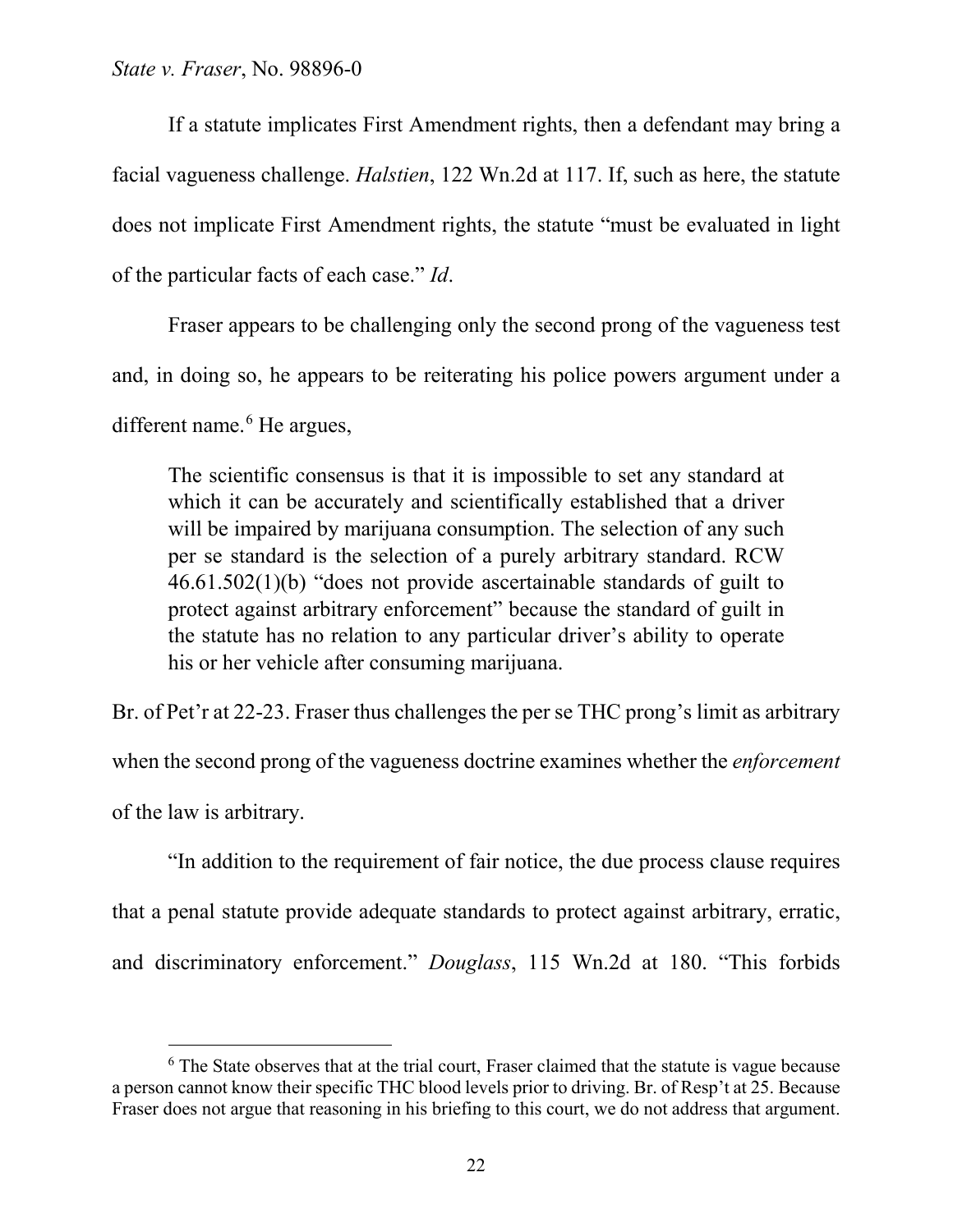If a statute implicates First Amendment rights, then a defendant may bring a facial vagueness challenge. *Halstien*, 122 Wn.2d at 117. If, such as here, the statute does not implicate First Amendment rights, the statute "must be evaluated in light of the particular facts of each case." *Id*.

Fraser appears to be challenging only the second prong of the vagueness test and, in doing so, he appears to be reiterating his police powers argument under a different name.[6] He argues,

> The scientific consensus is that it is impossible to set any standard at which it can be accurately and scientifically established that a driver will be impaired by marijuana consumption. The selection of any such per se standard is the selection of a purely arbitrary standard. RCW 46.61.502(1)(b) "does not provide ascertainable standards of guilt to protect against arbitrary enforcement" because the standard of guilt in the statute has no relation to any particular driver's ability to operate his or her vehicle after consuming marijuana.

Br. of Pet'r at 22-23. Fraser thus challenges the per se THC prong's limit as arbitrary when the second prong of the vagueness doctrine examines whether the *enforcement* of the law is arbitrary.

"In addition to the requirement of fair notice, the due process clause requires that a penal statute provide adequate standards to protect against arbitrary, erratic, and discriminatory enforcement." *Douglass*, 115 Wn.2d at 180. "This forbids

---

[6] The State observes that at the trial court, Fraser claimed that the statute is vague because a person cannot know their specific THC blood levels prior to driving. Br. of Resp't at 25. Because Fraser does not argue that reasoning in his briefing to this court, we do not address that argument.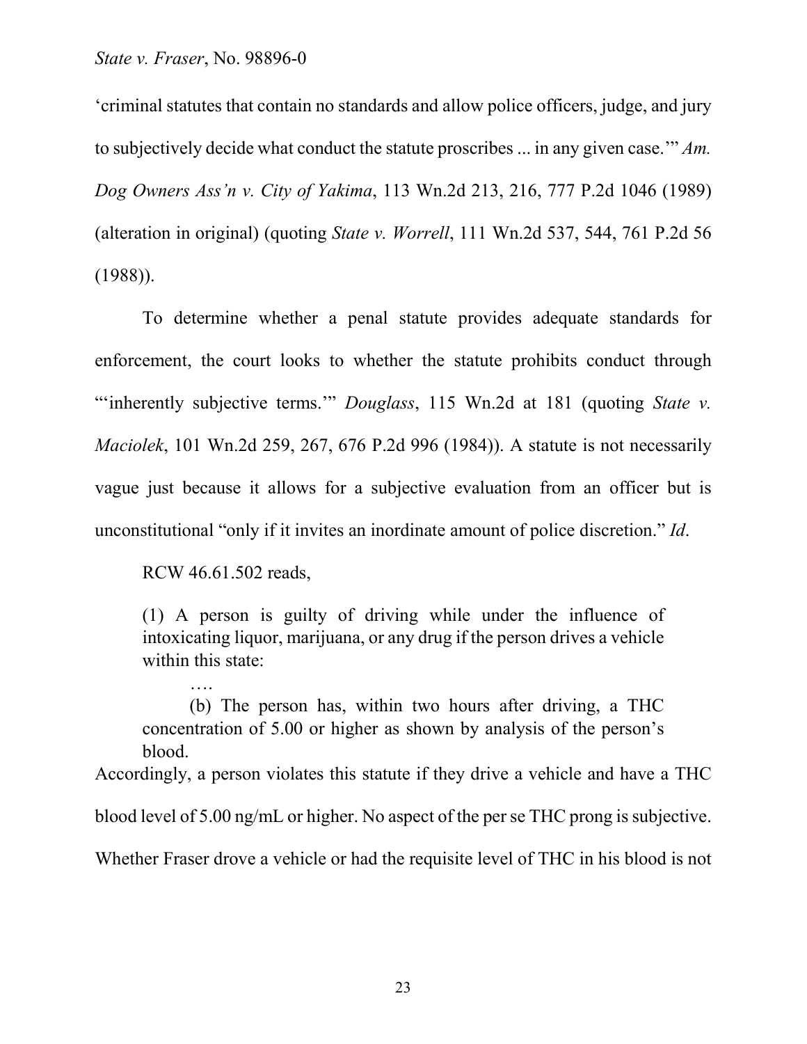'criminal statutes that contain no standards and allow police officers, judge, and jury to subjectively decide what conduct the statute proscribes ... in any given case.'" *Am. Dog Owners Ass'n v. City of Yakima*, 113 Wn.2d 213, 216, 777 P.2d 1046 (1989) (alteration in original) (quoting *State v. Worrell*, 111 Wn.2d 537, 544, 761 P.2d 56 (1988)).

To determine whether a penal statute provides adequate standards for enforcement, the court looks to whether the statute prohibits conduct through "'inherently subjective terms.'" *Douglass*, 115 Wn.2d at 181 (quoting *State v. Maciolek*, 101 Wn.2d 259, 267, 676 P.2d 996 (1984)). A statute is not necessarily vague just because it allows for a subjective evaluation from an officer but is unconstitutional "only if it invites an inordinate amount of police discretion." *Id*.

RCW 46.61.502 reads,

> (1) A person is guilty of driving while under the influence of intoxicating liquor, marijuana, or any drug if the person drives a vehicle within this state:
>
> ....
>
> (b) The person has, within two hours after driving, a THC concentration of 5.00 or higher as shown by analysis of the person's blood.

Accordingly, a person violates this statute if they drive a vehicle and have a THC blood level of 5.00 ng/mL or higher. No aspect of the per se THC prong is subjective. Whether Fraser drove a vehicle or had the requisite level of THC in his blood is not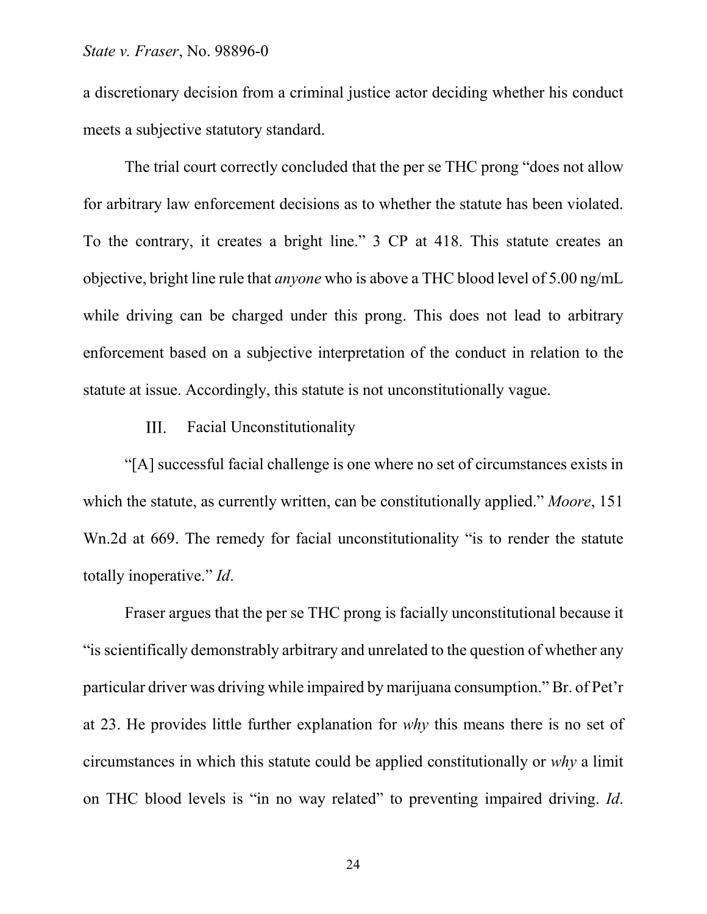a discretionary decision from a criminal justice actor deciding whether his conduct meets a subjective statutory standard.

The trial court correctly concluded that the per se THC prong "does not allow for arbitrary law enforcement decisions as to whether the statute has been violated. To the contrary, it creates a bright line." 3 CP at 418. This statute creates an objective, bright line rule that *anyone* who is above a THC blood level of 5.00 ng/mL while driving can be charged under this prong. This does not lead to arbitrary enforcement based on a subjective interpretation of the conduct in relation to the statute at issue. Accordingly, this statute is not unconstitutionally vague.

## III. Facial Unconstitutionality

"[A] successful facial challenge is one where no set of circumstances exists in which the statute, as currently written, can be constitutionally applied." *Moore*, 151 Wn.2d at 669. The remedy for facial unconstitutionality "is to render the statute totally inoperative." *Id*.

Fraser argues that the per se THC prong is facially unconstitutional because it "is scientifically demonstrably arbitrary and unrelated to the question of whether any particular driver was driving while impaired by marijuana consumption." Br. of Pet'r at 23. He provides little further explanation for *why* this means there is no set of circumstances in which this statute could be applied constitutionally or *why* a limit on THC blood levels is "in no way related" to preventing impaired driving. *Id*.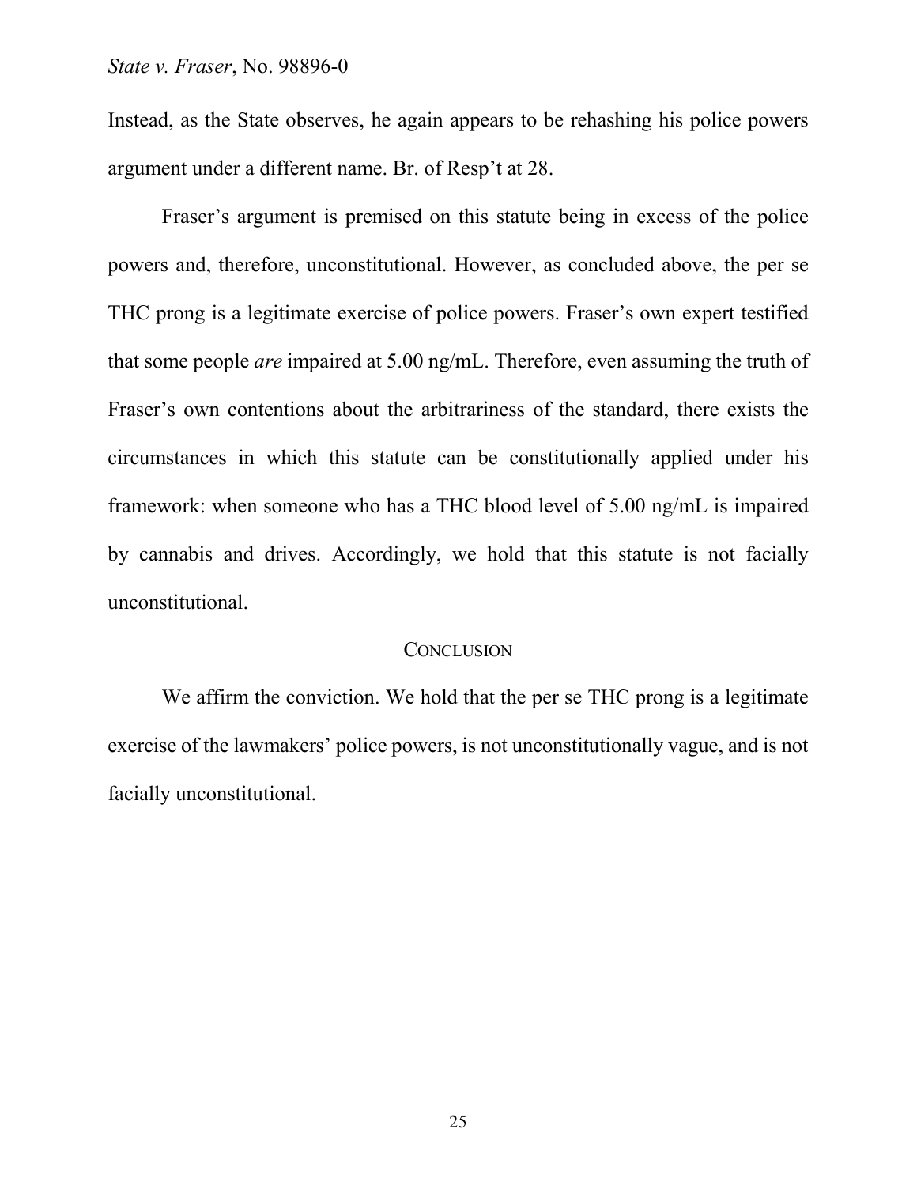Instead, as the State observes, he again appears to be rehashing his police powers argument under a different name. Br. of Resp't at 28.

Fraser's argument is premised on this statute being in excess of the police powers and, therefore, unconstitutional. However, as concluded above, the per se THC prong is a legitimate exercise of police powers. Fraser's own expert testified that some people *are* impaired at 5.00 ng/mL. Therefore, even assuming the truth of Fraser's own contentions about the arbitrariness of the standard, there exists the circumstances in which this statute can be constitutionally applied under his framework: when someone who has a THC blood level of 5.00 ng/mL is impaired by cannabis and drives. Accordingly, we hold that this statute is not facially unconstitutional.

## CONCLUSION

We affirm the conviction. We hold that the per se THC prong is a legitimate exercise of the lawmakers' police powers, is not unconstitutionally vague, and is not facially unconstitutional.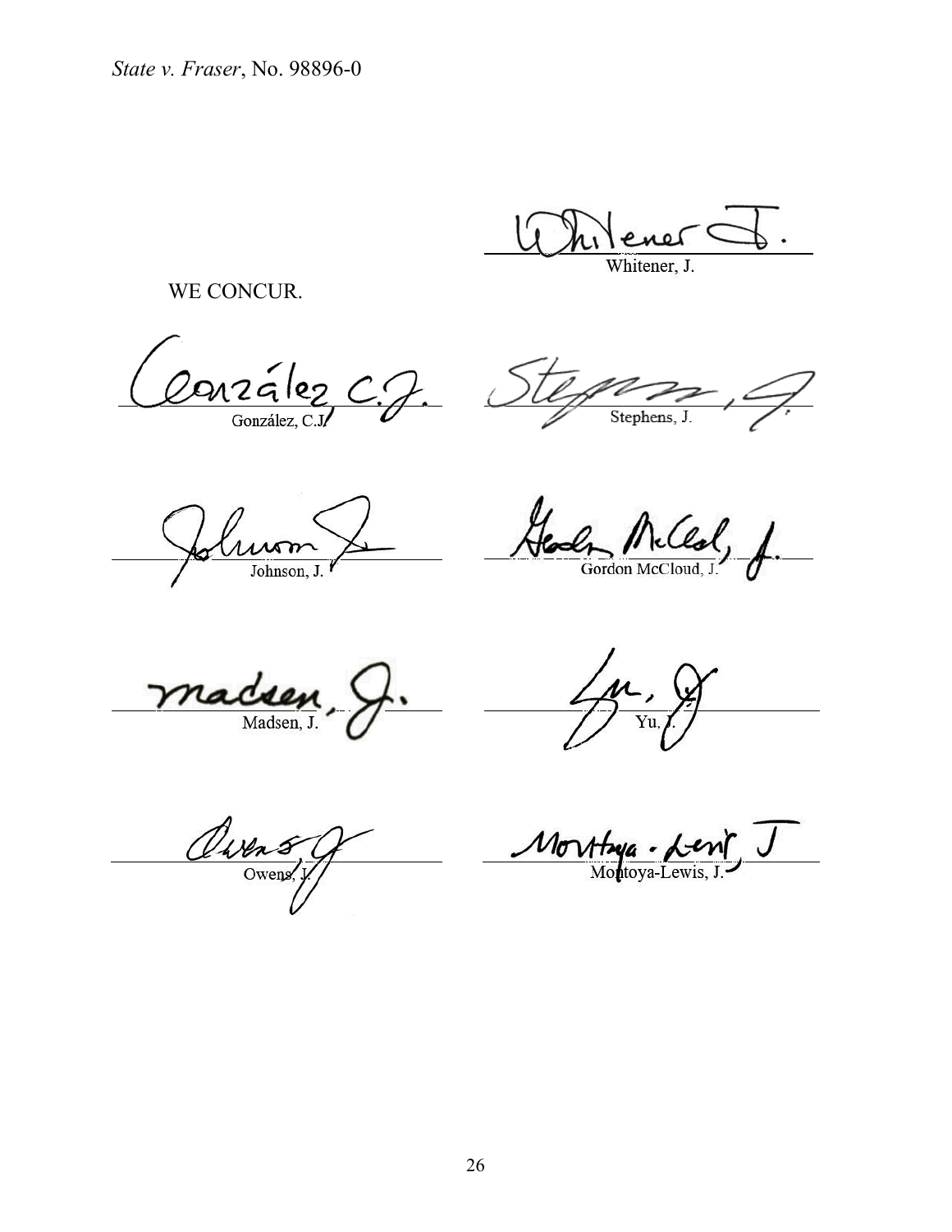Whitener, J.

WE CONCUR.

| | |
|---|---|
| González, C.J. | Stephens, J. |
| Johnson, J. | Gordon McCloud, J. |
| Madsen, J. | Yu, J. |
| Owens, J. | Montoya-Lewis, J. |